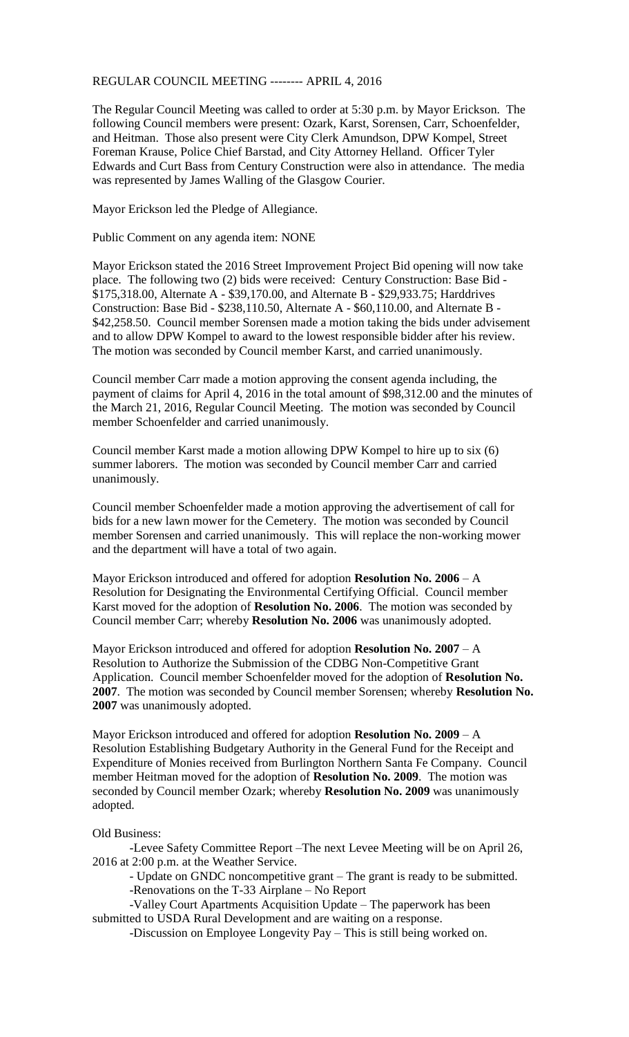REGULAR COUNCIL MEETING -------- APRIL 4, 2016

The Regular Council Meeting was called to order at 5:30 p.m. by Mayor Erickson. The following Council members were present: Ozark, Karst, Sorensen, Carr, Schoenfelder, and Heitman. Those also present were City Clerk Amundson, DPW Kompel, Street Foreman Krause, Police Chief Barstad, and City Attorney Helland. Officer Tyler Edwards and Curt Bass from Century Construction were also in attendance. The media was represented by James Walling of the Glasgow Courier.

Mayor Erickson led the Pledge of Allegiance.

Public Comment on any agenda item: NONE

Mayor Erickson stated the 2016 Street Improvement Project Bid opening will now take place. The following two (2) bids were received: Century Construction: Base Bid - $175,318.00, Alternate A - $39,170.00, and Alternate B - $29,933.75; Harddrives Construction: Base Bid - $238,110.50, Alternate A - $60,110.00, and Alternate B - $42,258.50. Council member Sorensen made a motion taking the bids under advisement and to allow DPW Kompel to award to the lowest responsible bidder after his review. The motion was seconded by Council member Karst, and carried unanimously.

Council member Carr made a motion approving the consent agenda including, the payment of claims for April 4, 2016 in the total amount of $98,312.00 and the minutes of the March 21, 2016, Regular Council Meeting. The motion was seconded by Council member Schoenfelder and carried unanimously.

Council member Karst made a motion allowing DPW Kompel to hire up to six (6) summer laborers. The motion was seconded by Council member Carr and carried unanimously.

Council member Schoenfelder made a motion approving the advertisement of call for bids for a new lawn mower for the Cemetery. The motion was seconded by Council member Sorensen and carried unanimously. This will replace the non-working mower and the department will have a total of two again.

Mayor Erickson introduced and offered for adoption **Resolution No. 2006** – A Resolution for Designating the Environmental Certifying Official. Council member Karst moved for the adoption of **Resolution No. 2006**. The motion was seconded by Council member Carr; whereby **Resolution No. 2006** was unanimously adopted.

Mayor Erickson introduced and offered for adoption **Resolution No. 2007** – A Resolution to Authorize the Submission of the CDBG Non-Competitive Grant Application. Council member Schoenfelder moved for the adoption of **Resolution No. 2007**. The motion was seconded by Council member Sorensen; whereby **Resolution No. 2007** was unanimously adopted.

Mayor Erickson introduced and offered for adoption **Resolution No. 2009** – A Resolution Establishing Budgetary Authority in the General Fund for the Receipt and Expenditure of Monies received from Burlington Northern Santa Fe Company. Council member Heitman moved for the adoption of **Resolution No. 2009**. The motion was seconded by Council member Ozark; whereby **Resolution No. 2009** was unanimously adopted.

Old Business:

-Levee Safety Committee Report –The next Levee Meeting will be on April 26, 2016 at 2:00 p.m. at the Weather Service.

- Update on GNDC noncompetitive grant – The grant is ready to be submitted.

-Renovations on the T-33 Airplane – No Report

-Valley Court Apartments Acquisition Update – The paperwork has been submitted to USDA Rural Development and are waiting on a response.

-Discussion on Employee Longevity Pay – This is still being worked on.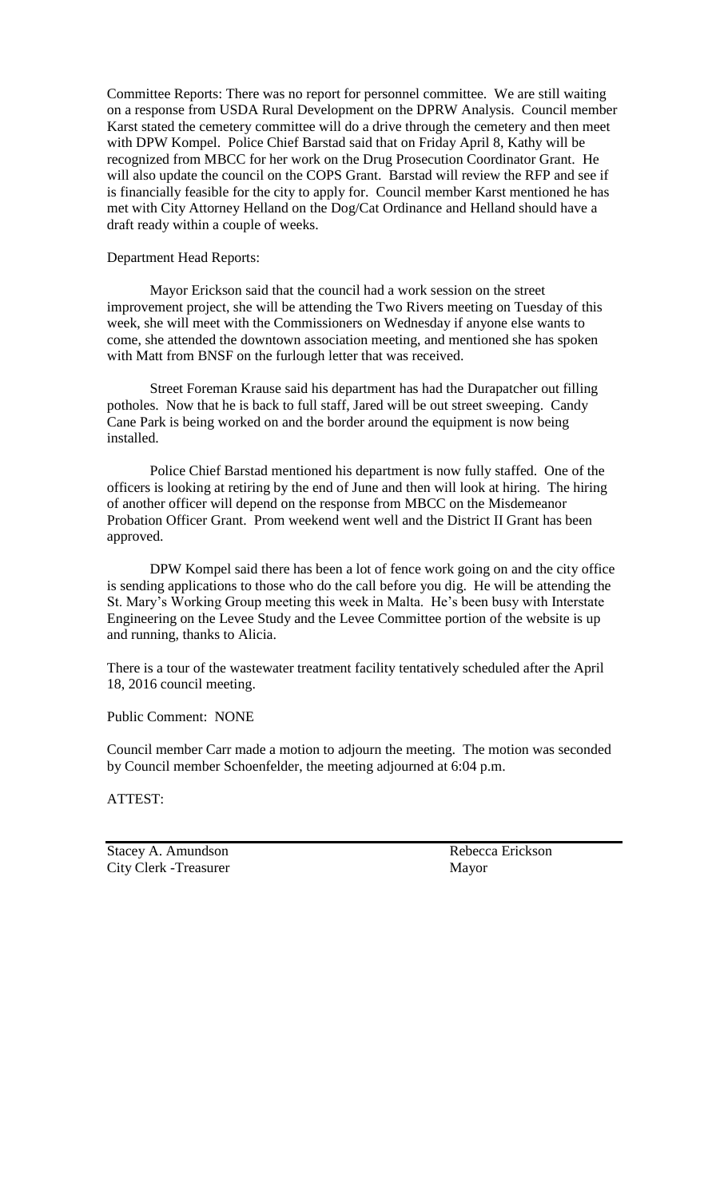Committee Reports: There was no report for personnel committee. We are still waiting on a response from USDA Rural Development on the DPRW Analysis. Council member Karst stated the cemetery committee will do a drive through the cemetery and then meet with DPW Kompel. Police Chief Barstad said that on Friday April 8, Kathy will be recognized from MBCC for her work on the Drug Prosecution Coordinator Grant. He will also update the council on the COPS Grant. Barstad will review the RFP and see if is financially feasible for the city to apply for. Council member Karst mentioned he has met with City Attorney Helland on the Dog/Cat Ordinance and Helland should have a draft ready within a couple of weeks.

Department Head Reports:

Mayor Erickson said that the council had a work session on the street improvement project, she will be attending the Two Rivers meeting on Tuesday of this week, she will meet with the Commissioners on Wednesday if anyone else wants to come, she attended the downtown association meeting, and mentioned she has spoken with Matt from BNSF on the furlough letter that was received.

Street Foreman Krause said his department has had the Durapatcher out filling potholes. Now that he is back to full staff, Jared will be out street sweeping. Candy Cane Park is being worked on and the border around the equipment is now being installed.

Police Chief Barstad mentioned his department is now fully staffed. One of the officers is looking at retiring by the end of June and then will look at hiring. The hiring of another officer will depend on the response from MBCC on the Misdemeanor Probation Officer Grant. Prom weekend went well and the District II Grant has been approved.

DPW Kompel said there has been a lot of fence work going on and the city office is sending applications to those who do the call before you dig. He will be attending the St. Mary's Working Group meeting this week in Malta. He's been busy with Interstate Engineering on the Levee Study and the Levee Committee portion of the website is up and running, thanks to Alicia.

There is a tour of the wastewater treatment facility tentatively scheduled after the April 18, 2016 council meeting.

Public Comment: NONE

Council member Carr made a motion to adjourn the meeting. The motion was seconded by Council member Schoenfelder, the meeting adjourned at 6:04 p.m.

ATTEST:

| | |
|---|---|
| Stacey A. Amundson | Rebecca Erickson |
| City Clerk -Treasurer | Mayor |